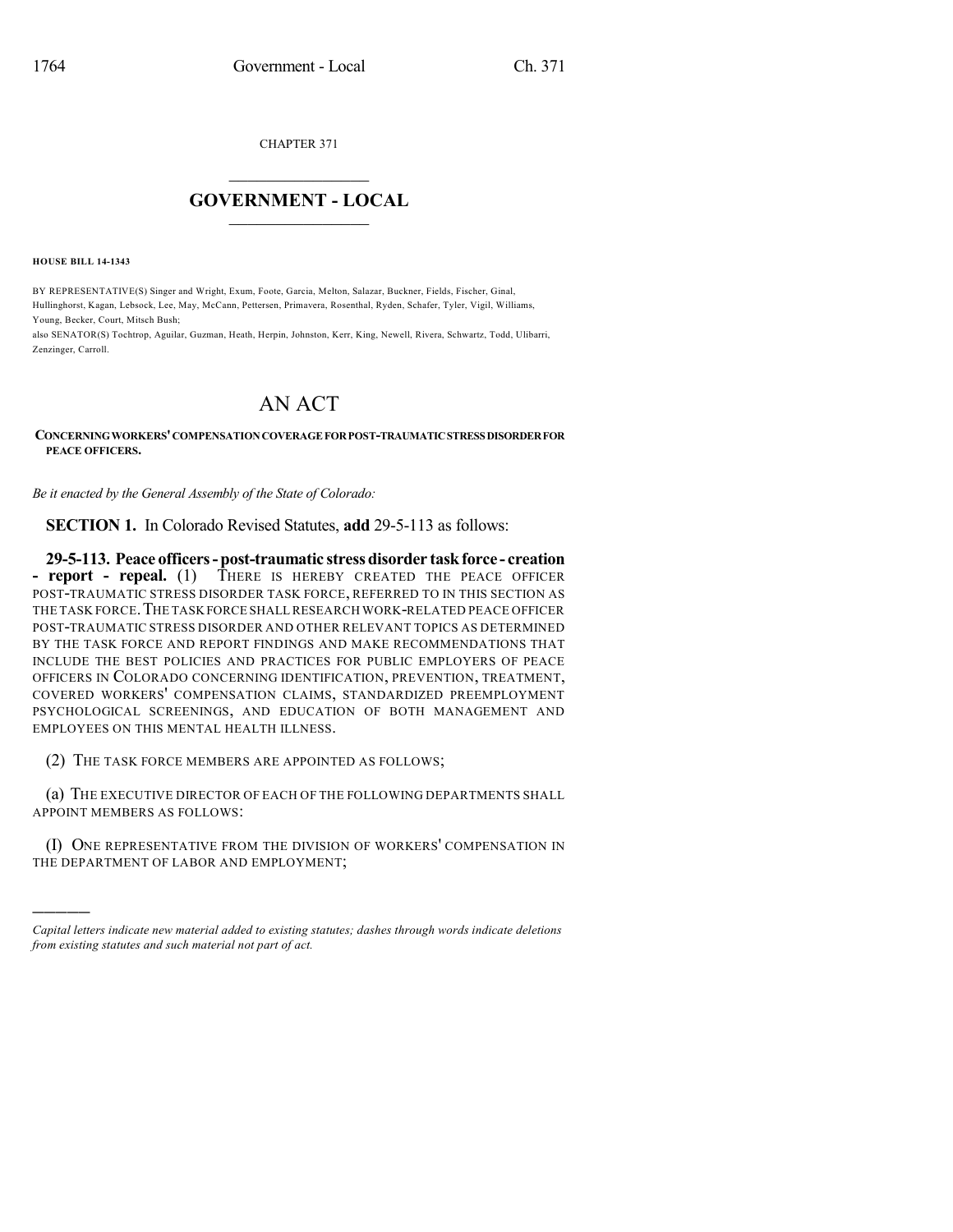CHAPTER 371

# GOVERNMENT - LOCAL

**HOUSE BILL 14-1343**

BY REPRESENTATIVE(S) Singer and Wright, Exum, Foote, Garcia, Melton, Salazar, Buckner, Fields, Fischer, Ginal, Hullinghorst, Kagan, Lebsock, Lee, May, McCann, Pettersen, Primavera, Rosenthal, Ryden, Schafer, Tyler, Vigil, Williams, Young, Becker, Court, Mitsch Bush;
also SENATOR(S) Tochtrop, Aguilar, Guzman, Heath, Herpin, Johnston, Kerr, King, Newell, Rivera, Schwartz, Todd, Ulibarri, Zenzinger, Carroll.

# AN ACT

**CONCERNING WORKERS' COMPENSATION COVERAGE FOR POST-TRAUMATIC STRESS DISORDER FOR PEACE OFFICERS.**

*Be it enacted by the General Assembly of the State of Colorado:*

**SECTION 1.** In Colorado Revised Statutes, **add** 29-5-113 as follows:

**29-5-113. Peace officers - post-traumatic stress disorder task force - creation - report - repeal.** (1) THERE IS HEREBY CREATED THE PEACE OFFICER POST-TRAUMATIC STRESS DISORDER TASK FORCE, REFERRED TO IN THIS SECTION AS THE TASK FORCE. THE TASK FORCE SHALL RESEARCH WORK-RELATED PEACE OFFICER POST-TRAUMATIC STRESS DISORDER AND OTHER RELEVANT TOPICS AS DETERMINED BY THE TASK FORCE AND REPORT FINDINGS AND MAKE RECOMMENDATIONS THAT INCLUDE THE BEST POLICIES AND PRACTICES FOR PUBLIC EMPLOYERS OF PEACE OFFICERS IN COLORADO CONCERNING IDENTIFICATION, PREVENTION, TREATMENT, COVERED WORKERS' COMPENSATION CLAIMS, STANDARDIZED PREEMPLOYMENT PSYCHOLOGICAL SCREENINGS, AND EDUCATION OF BOTH MANAGEMENT AND EMPLOYEES ON THIS MENTAL HEALTH ILLNESS.

(2) THE TASK FORCE MEMBERS ARE APPOINTED AS FOLLOWS;

(a) THE EXECUTIVE DIRECTOR OF EACH OF THE FOLLOWING DEPARTMENTS SHALL APPOINT MEMBERS AS FOLLOWS:

(I) ONE REPRESENTATIVE FROM THE DIVISION OF WORKERS' COMPENSATION IN THE DEPARTMENT OF LABOR AND EMPLOYMENT;

---

*Capital letters indicate new material added to existing statutes; dashes through words indicate deletions from existing statutes and such material not part of act.*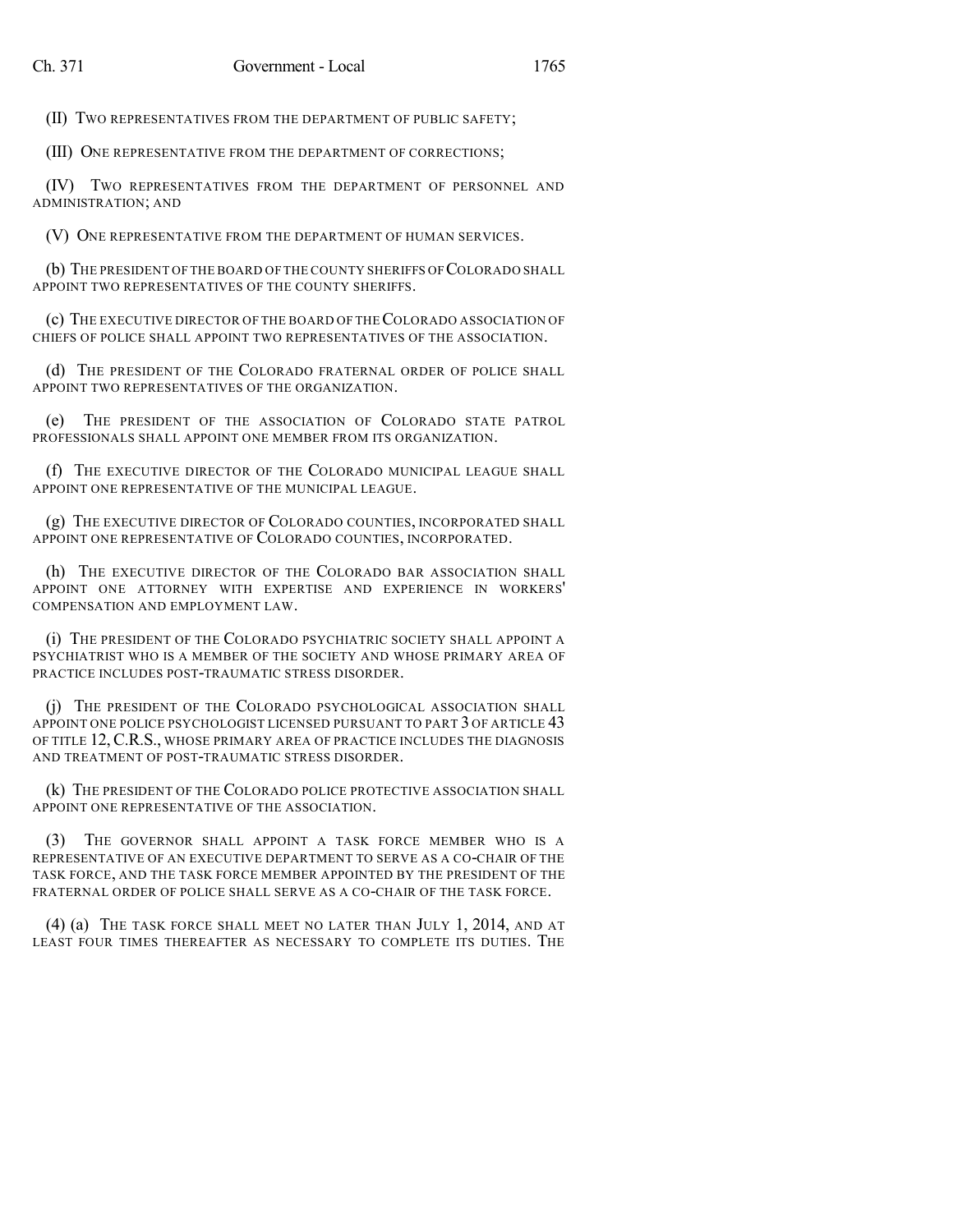(II) TWO REPRESENTATIVES FROM THE DEPARTMENT OF PUBLIC SAFETY;

(III) ONE REPRESENTATIVE FROM THE DEPARTMENT OF CORRECTIONS;

(IV) TWO REPRESENTATIVES FROM THE DEPARTMENT OF PERSONNEL AND ADMINISTRATION; AND

(V) ONE REPRESENTATIVE FROM THE DEPARTMENT OF HUMAN SERVICES.

(b) THE PRESIDENT OF THE BOARD OF THE COUNTY SHERIFFS OF COLORADO SHALL APPOINT TWO REPRESENTATIVES OF THE COUNTY SHERIFFS.

(c) THE EXECUTIVE DIRECTOR OF THE BOARD OF THE COLORADO ASSOCIATION OF CHIEFS OF POLICE SHALL APPOINT TWO REPRESENTATIVES OF THE ASSOCIATION.

(d) THE PRESIDENT OF THE COLORADO FRATERNAL ORDER OF POLICE SHALL APPOINT TWO REPRESENTATIVES OF THE ORGANIZATION.

(e) THE PRESIDENT OF THE ASSOCIATION OF COLORADO STATE PATROL PROFESSIONALS SHALL APPOINT ONE MEMBER FROM ITS ORGANIZATION.

(f) THE EXECUTIVE DIRECTOR OF THE COLORADO MUNICIPAL LEAGUE SHALL APPOINT ONE REPRESENTATIVE OF THE MUNICIPAL LEAGUE.

(g) THE EXECUTIVE DIRECTOR OF COLORADO COUNTIES, INCORPORATED SHALL APPOINT ONE REPRESENTATIVE OF COLORADO COUNTIES, INCORPORATED.

(h) THE EXECUTIVE DIRECTOR OF THE COLORADO BAR ASSOCIATION SHALL APPOINT ONE ATTORNEY WITH EXPERTISE AND EXPERIENCE IN WORKERS' COMPENSATION AND EMPLOYMENT LAW.

(i) THE PRESIDENT OF THE COLORADO PSYCHIATRIC SOCIETY SHALL APPOINT A PSYCHIATRIST WHO IS A MEMBER OF THE SOCIETY AND WHOSE PRIMARY AREA OF PRACTICE INCLUDES POST-TRAUMATIC STRESS DISORDER.

(j) THE PRESIDENT OF THE COLORADO PSYCHOLOGICAL ASSOCIATION SHALL APPOINT ONE POLICE PSYCHOLOGIST LICENSED PURSUANT TO PART 3 OF ARTICLE 43 OF TITLE 12, C.R.S., WHOSE PRIMARY AREA OF PRACTICE INCLUDES THE DIAGNOSIS AND TREATMENT OF POST-TRAUMATIC STRESS DISORDER.

(k) THE PRESIDENT OF THE COLORADO POLICE PROTECTIVE ASSOCIATION SHALL APPOINT ONE REPRESENTATIVE OF THE ASSOCIATION.

(3) THE GOVERNOR SHALL APPOINT A TASK FORCE MEMBER WHO IS A REPRESENTATIVE OF AN EXECUTIVE DEPARTMENT TO SERVE AS A CO-CHAIR OF THE TASK FORCE, AND THE TASK FORCE MEMBER APPOINTED BY THE PRESIDENT OF THE FRATERNAL ORDER OF POLICE SHALL SERVE AS A CO-CHAIR OF THE TASK FORCE.

(4) (a) THE TASK FORCE SHALL MEET NO LATER THAN JULY 1, 2014, AND AT LEAST FOUR TIMES THEREAFTER AS NECESSARY TO COMPLETE ITS DUTIES. THE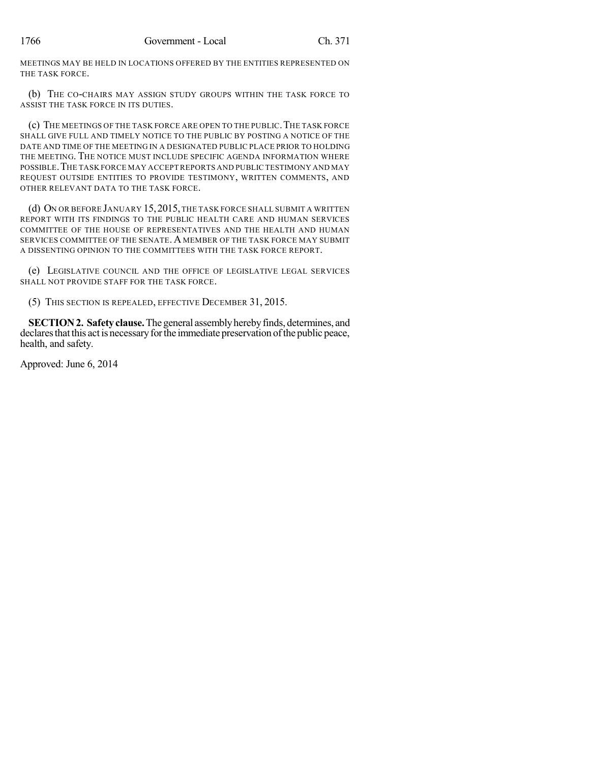MEETINGS MAY BE HELD IN LOCATIONS OFFERED BY THE ENTITIES REPRESENTED ON THE TASK FORCE.

(b) THE CO-CHAIRS MAY ASSIGN STUDY GROUPS WITHIN THE TASK FORCE TO ASSIST THE TASK FORCE IN ITS DUTIES.

(c) THE MEETINGS OF THE TASK FORCE ARE OPEN TO THE PUBLIC. THE TASK FORCE SHALL GIVE FULL AND TIMELY NOTICE TO THE PUBLIC BY POSTING A NOTICE OF THE DATE AND TIME OF THE MEETING IN A DESIGNATED PUBLIC PLACE PRIOR TO HOLDING THE MEETING. THE NOTICE MUST INCLUDE SPECIFIC AGENDA INFORMATION WHERE POSSIBLE. THE TASK FORCE MAY ACCEPT REPORTS AND PUBLIC TESTIMONY AND MAY REQUEST OUTSIDE ENTITIES TO PROVIDE TESTIMONY, WRITTEN COMMENTS, AND OTHER RELEVANT DATA TO THE TASK FORCE.

(d) ON OR BEFORE JANUARY 15, 2015, THE TASK FORCE SHALL SUBMIT A WRITTEN REPORT WITH ITS FINDINGS TO THE PUBLIC HEALTH CARE AND HUMAN SERVICES COMMITTEE OF THE HOUSE OF REPRESENTATIVES AND THE HEALTH AND HUMAN SERVICES COMMITTEE OF THE SENATE. A MEMBER OF THE TASK FORCE MAY SUBMIT A DISSENTING OPINION TO THE COMMITTEES WITH THE TASK FORCE REPORT.

(e) LEGISLATIVE COUNCIL AND THE OFFICE OF LEGISLATIVE LEGAL SERVICES SHALL NOT PROVIDE STAFF FOR THE TASK FORCE.

(5) THIS SECTION IS REPEALED, EFFECTIVE DECEMBER 31, 2015.

**SECTION 2. Safety clause.** The general assembly hereby finds, determines, and declares that this act is necessary for the immediate preservation of the public peace, health, and safety.

Approved: June 6, 2014